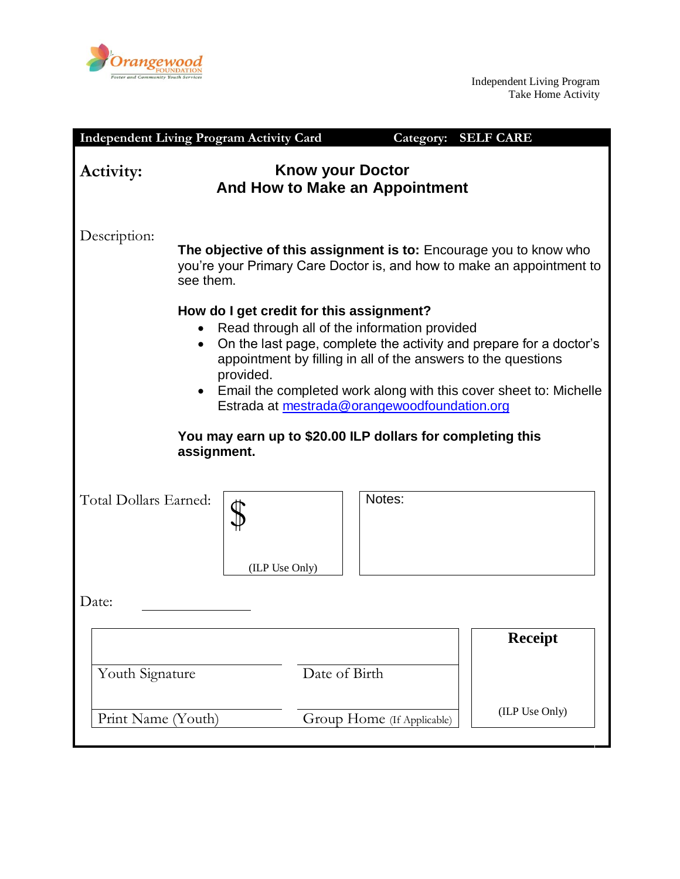Orangewood FOUNDATION
Foster and Community Youth Services

Independent Living Program
Take Home Activity

**Independent Living Program Activity Card** **Category: SELF CARE**

**Activity:**

## Know your Doctor And How to Make an Appointment

Description:

**The objective of this assignment is to:** Encourage you to know who you're your Primary Care Doctor is, and how to make an appointment to see them.

**How do I get credit for this assignment?**

- Read through all of the information provided
- On the last page, complete the activity and prepare for a doctor's appointment by filling in all of the answers to the questions provided.
- Email the completed work along with this cover sheet to: Michelle Estrada at mestrada@orangewoodfoundation.org

**You may earn up to $20.00 ILP dollars for completing this assignment.**

Total Dollars Earned: $ (ILP Use Only)

Notes:

Date: ______________

| | | Receipt |
|---|---|---|
| Youth Signature | Date of Birth | |
| Print Name (Youth) | Group Home (If Applicable) | (ILP Use Only) |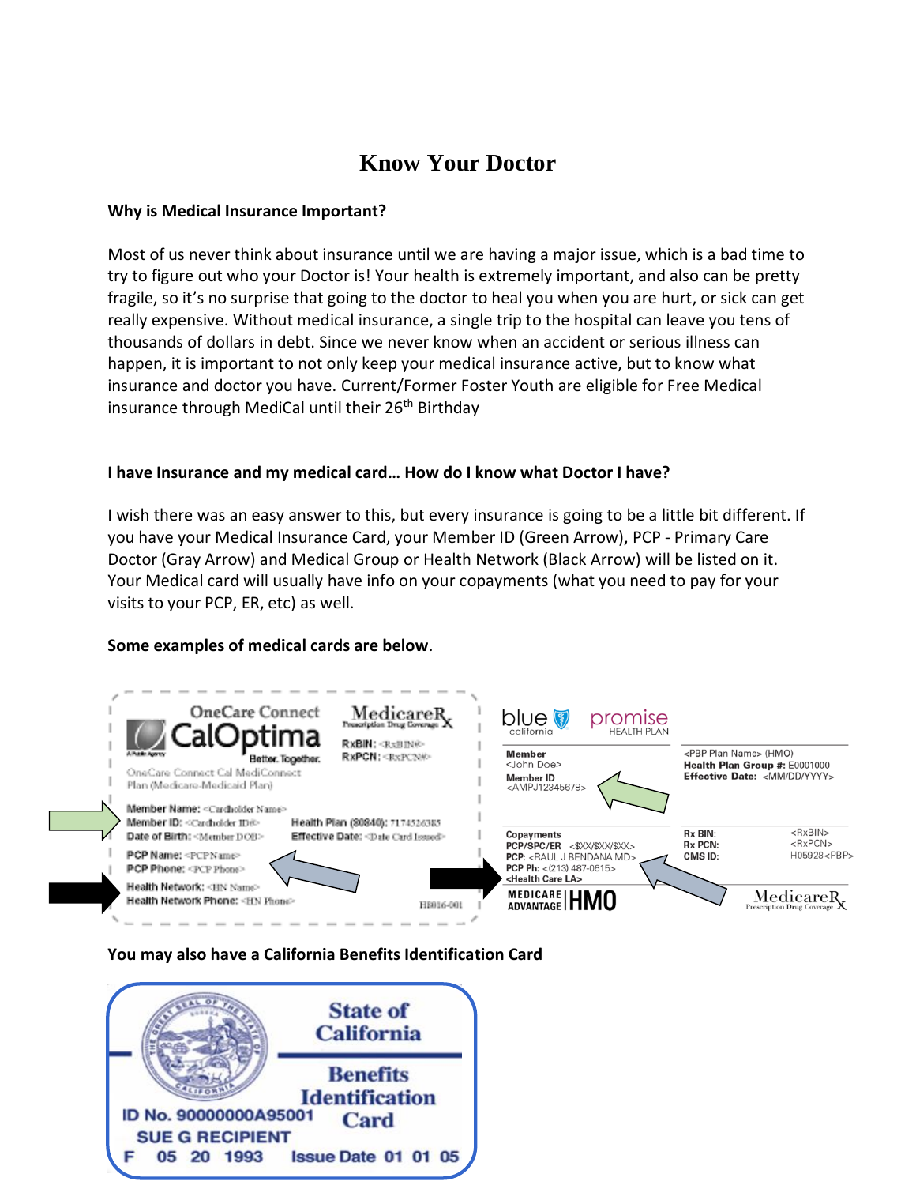# Know Your Doctor

**Why is Medical Insurance Important?**

Most of us never think about insurance until we are having a major issue, which is a bad time to try to figure out who your Doctor is! Your health is extremely important, and also can be pretty fragile, so it's no surprise that going to the doctor to heal you when you are hurt, or sick can get really expensive. Without medical insurance, a single trip to the hospital can leave you tens of thousands of dollars in debt. Since we never know when an accident or serious illness can happen, it is important to not only keep your medical insurance active, but to know what insurance and doctor you have. Current/Former Foster Youth are eligible for Free Medical insurance through MediCal until their 26th Birthday

**I have Insurance and my medical card… How do I know what Doctor I have?**

I wish there was an easy answer to this, but every insurance is going to be a little bit different. If you have your Medical Insurance Card, your Member ID (Green Arrow), PCP - Primary Care Doctor (Gray Arrow) and Medical Group or Health Network (Black Arrow) will be listed on it. Your Medical card will usually have info on your copayments (what you need to pay for your visits to your PCP, ER, etc) as well.

**Some examples of medical cards are below**.

OneCare Connect
CalOptima
Better. Together.
MedicareRx Prescription Drug Coverage
RxBIN: <RxBIN#>
RxPCN: <RxPCN#>
OneCare Connect Cal MediConnect Plan (Medicare-Medicaid Plan)
Member Name: <Cardholder Name>
Member ID: <Cardholder ID#>
Date of Birth: <Member DOB>
Health Plan (80840): 7174526385
Effective Date: <Date Card Issued>
PCP Name: <PCP Name>
PCP Phone: <PCP Phone>
Health Network: <HN Name>
Health Network Phone: <HN Phone>
H8016-001

blue california | promise HEALTH PLAN
Member
<John Doe>
Member ID
<AMPJ12345678>
<PBP Plan Name> (HMO)
Health Plan Group #: E0001000
Effective Date: <MM/DD/YYYY>
Copayments
PCP/SPC/ER <$XX/$XX/$XX>
PCP: <RAUL J BENDANA MD>
PCP Ph: <(213) 487-0615>
<Health Care LA>
Rx BIN: <RxBIN>
Rx PCN: <RxPCN>
CMS ID: H05928<PBP>
MEDICARE ADVANTAGE | HMO
MedicareRx Prescription Drug Coverage

**You may also have a California Benefits Identification Card**

State of California
Benefits Identification Card
ID No. 90000000A95001
SUE G RECIPIENT
F 05 20 1993 Issue Date 01 01 05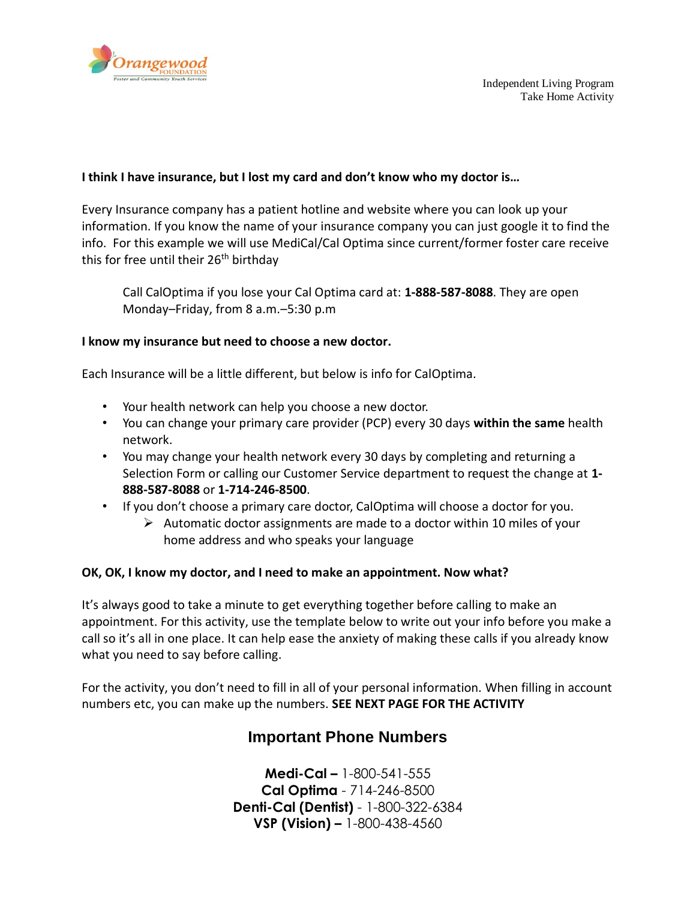Independent Living Program
Take Home Activity

**I think I have insurance, but I lost my card and don't know who my doctor is…**

Every Insurance company has a patient hotline and website where you can look up your information. If you know the name of your insurance company you can just google it to find the info. For this example we will use MediCal/Cal Optima since current/former foster care receive this for free until their 26th birthday

> Call CalOptima if you lose your Cal Optima card at: **1-888-587-8088**. They are open Monday–Friday, from 8 a.m.–5:30 p.m

**I know my insurance but need to choose a new doctor.**

Each Insurance will be a little different, but below is info for CalOptima.

- Your health network can help you choose a new doctor.
- You can change your primary care provider (PCP) every 30 days **within the same** health network.
- You may change your health network every 30 days by completing and returning a Selection Form or calling our Customer Service department to request the change at **1-888-587-8088** or **1-714-246-8500**.
- If you don't choose a primary care doctor, CalOptima will choose a doctor for you.
  - Automatic doctor assignments are made to a doctor within 10 miles of your home address and who speaks your language

**OK, OK, I know my doctor, and I need to make an appointment. Now what?**

It's always good to take a minute to get everything together before calling to make an appointment. For this activity, use the template below to write out your info before you make a call so it's all in one place. It can help ease the anxiety of making these calls if you already know what you need to say before calling.

For the activity, you don't need to fill in all of your personal information. When filling in account numbers etc, you can make up the numbers. **SEE NEXT PAGE FOR THE ACTIVITY**

## Important Phone Numbers

**Medi-Cal –** 1-800-541-555
**Cal Optima** - 714-246-8500
**Denti-Cal (Dentist)** - 1-800-322-6384
**VSP (Vision) –** 1-800-438-4560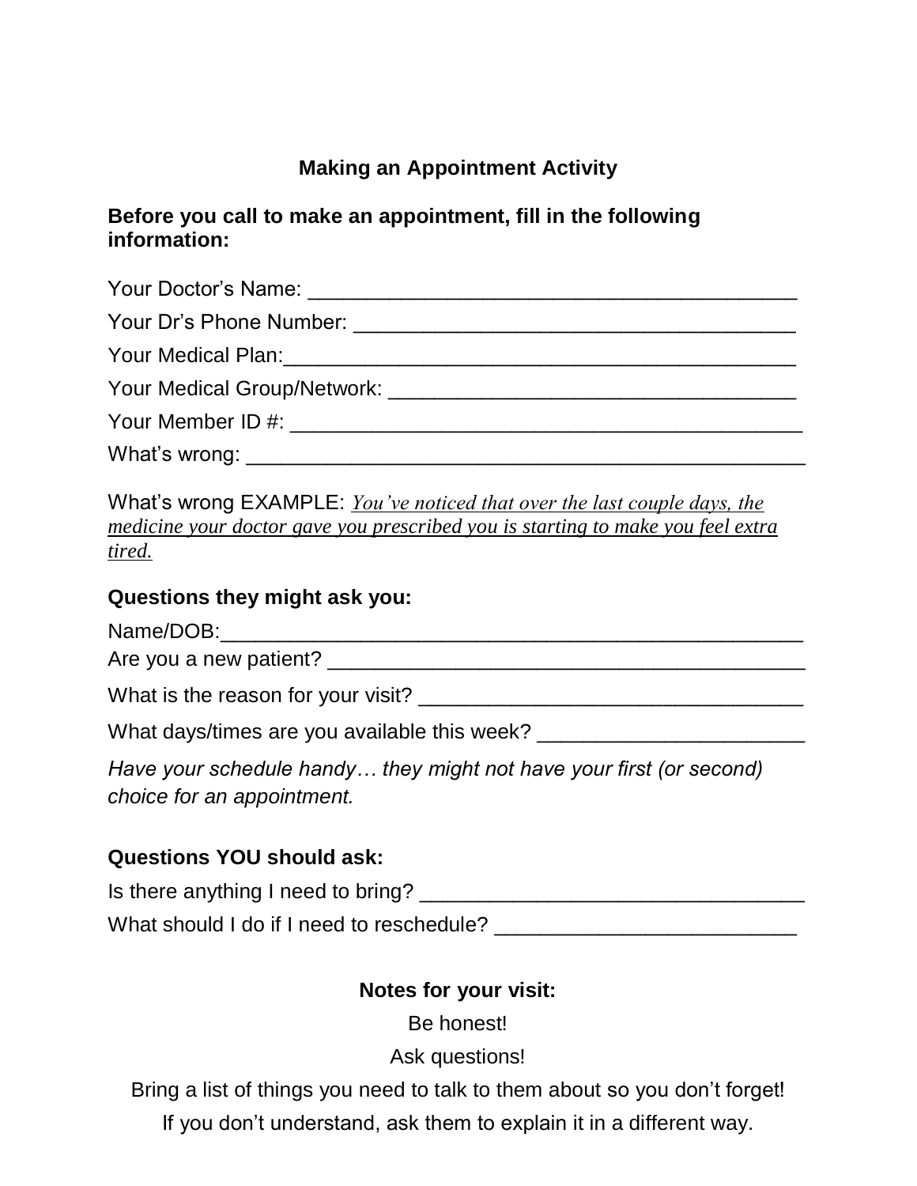# Making an Appointment Activity

**Before you call to make an appointment, fill in the following information:**

Your Doctor's Name: ___________________________________________

Your Dr's Phone Number: _______________________________________

Your Medical Plan:_____________________________________________

Your Medical Group/Network: ____________________________________

Your Member ID #: _____________________________________________

What's wrong: _________________________________________________

What's wrong EXAMPLE: *You've noticed that over the last couple days, the medicine your doctor gave you prescribed you is starting to make you feel extra tired.*

**Questions they might ask you:**

Name/DOB:____________________________________________________

Are you a new patient? __________________________________________

What is the reason for your visit? _________________________________

What days/times are you available this week? ______________________

*Have your schedule handy… they might not have your first (or second) choice for an appointment.*

**Questions YOU should ask:**

Is there anything I need to bring? _________________________________

What should I do if I need to reschedule? __________________________

**Notes for your visit:**

Be honest!

Ask questions!

Bring a list of things you need to talk to them about so you don't forget!

If you don't understand, ask them to explain it in a different way.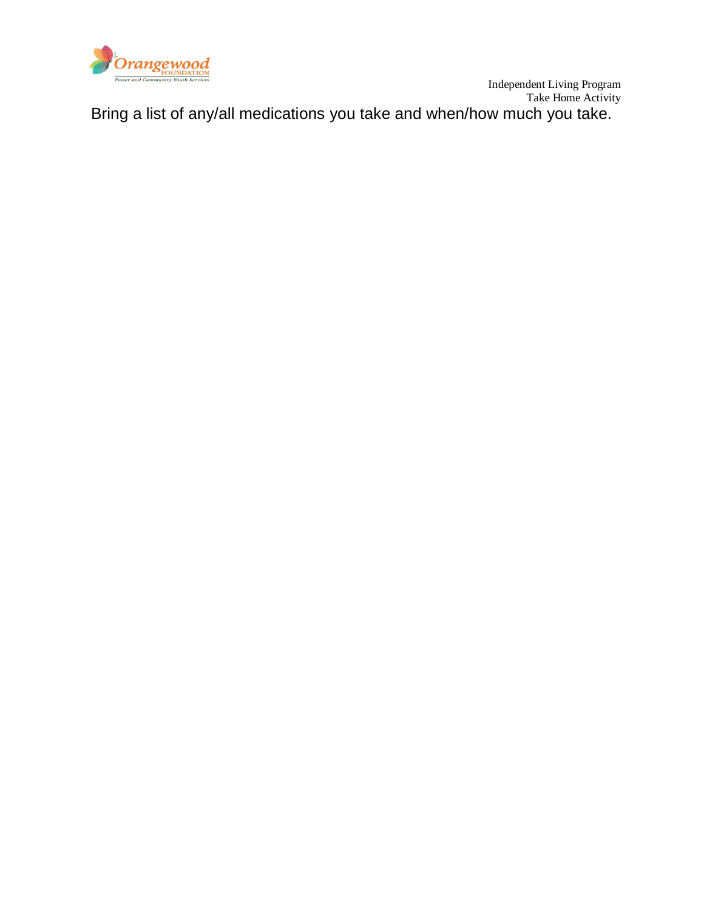Independent Living Program
Take Home Activity

Bring a list of any/all medications you take and when/how much you take.